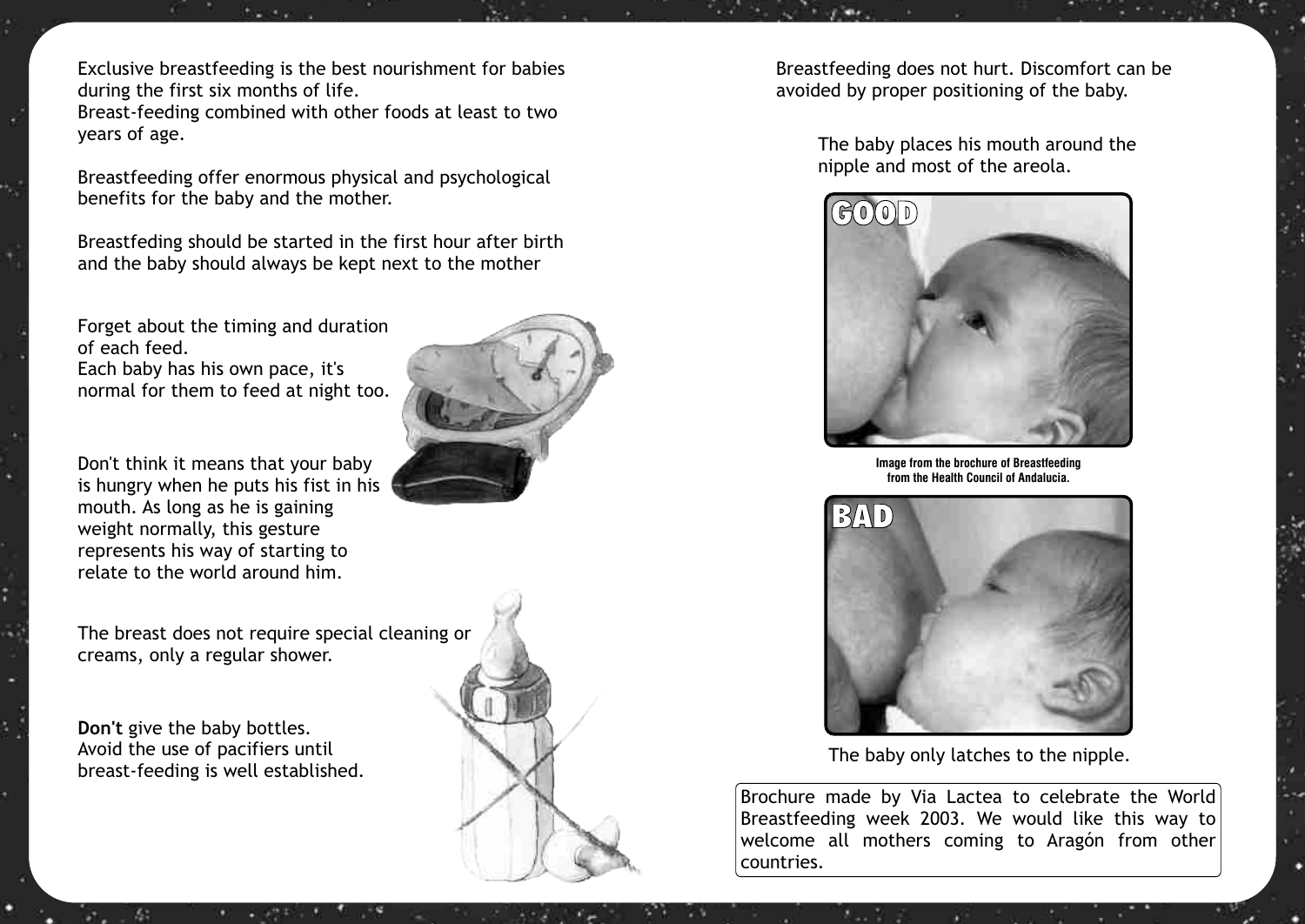Exclusive breastfeeding is the best nourishment for babies during the first six months of life.
Breast-feeding combined with other foods at least to two years of age.

Breastfeeding offer enormous physical and psychological benefits for the baby and the mother.

Breastfeding should be started in the first hour after birth and the baby should always be kept next to the mother

Forget about the timing and duration of each feed.
Each baby has his own pace, it's normal for them to feed at night too.

Don't think it means that your baby is hungry when he puts his fist in his mouth. As long as he is gaining weight normally, this gesture represents his way of starting to relate to the world around him.

The breast does not require special cleaning or creams, only a regular shower.

**Don't** give the baby bottles.
Avoid the use of pacifiers until breast-feeding is well established.

Breastfeeding does not hurt. Discomfort can be avoided by proper positioning of the baby.

The baby places his mouth around the nipple and most of the areola.

GOOD

Image from the brochure of Breastfeeding from the Health Council of Andalucia.

BAD

The baby only latches to the nipple.

Brochure made by Via Lactea to celebrate the World Breastfeeding week 2003. We would like this way to welcome all mothers coming to Aragón from other countries.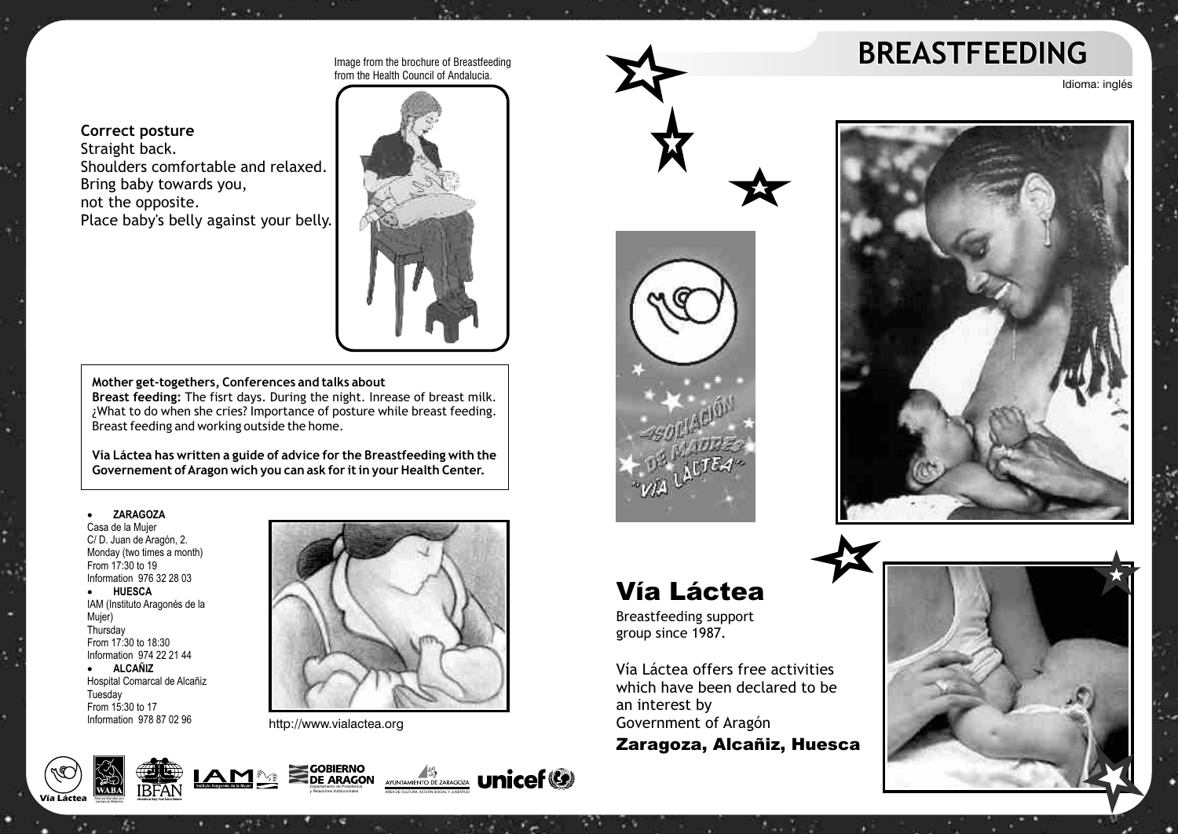Image from the brochure of Breastfeeding from the Health Council of Andalucia.

**Correct posture**
Straight back.
Shoulders comfortable and relaxed.
Bring baby towards you,
not the opposite.
Place baby's belly against your belly.

**Mother get-togethers, Conferences and talks about**
**Breast feeding:** The fisrt days. During the night. Inrease of breast milk. ¿What to do when she cries? Importance of posture while breast feeding. Breast feeding and working outside the home.

**Vía Láctea has written a guide of advice for the Breastfeeding with the Governement of Aragon wich you can ask for it in your Health Center.**

- **ZARAGOZA**
Casa de la Mujer
C/ D. Juan de Aragón, 2.
Monday (two times a month)
From 17:30 to 19
Information 976 32 28 03
- **HUESCA**
IAM (Instituto Aragonés de la Mujer)
Thursday
From 17:30 to 18:30
Information 974 22 21 44
- **ALCAÑIZ**
Hospital Comarcal de Alcañiz
Tuesday
From 15:30 to 17
Information 978 87 02 96

http://www.vialactea.org

Vía Láctea · WABA · IBFAN · IAM Instituto Aragonés de la Mujer · GOBIERNO DE ARAGON Departamento de Presidencia y Relaciones Institucionales · AYUNTAMIENTO DE ZARAGOZA · unicef

# BREASTFEEDING

Idioma: inglés

ASOCIACIÓN DE MADRES "VÍA LÁCTEA"

## Vía Láctea

Breastfeeding support group since 1987.

Vía Láctea offers free activities which have been declared to be an interest by Government of Aragón

**Zaragoza, Alcañiz, Huesca**